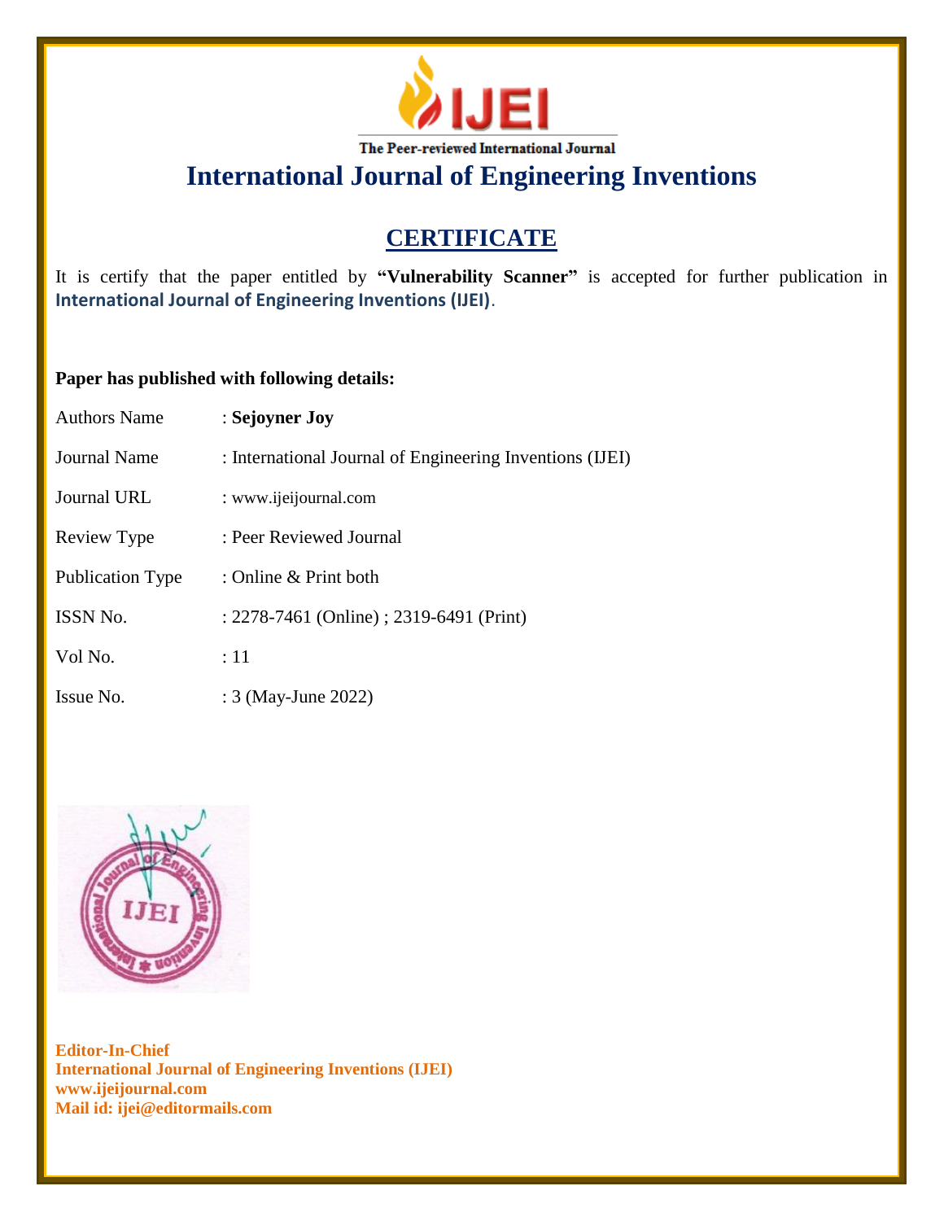The Peer-reviewed International Journal

# International Journal of Engineering Inventions

## CERTIFICATE

It is certify that the paper entitled by **"Vulnerability Scanner"** is accepted for further publication in **International Journal of Engineering Inventions (IJEI)**.

**Paper has published with following details:**

Authors Name : **Sejoyner Joy**

Journal Name : International Journal of Engineering Inventions (IJEI)

Journal URL : www.ijeijournal.com

Review Type : Peer Reviewed Journal

Publication Type : Online & Print both

ISSN No. : 2278-7461 (Online) ; 2319-6491 (Print)

Vol No. : 11

Issue No. : 3 (May-June 2022)

**Editor-In-Chief**
**International Journal of Engineering Inventions (IJEI)**
**www.ijeijournal.com**
**Mail id: ijei@editormails.com**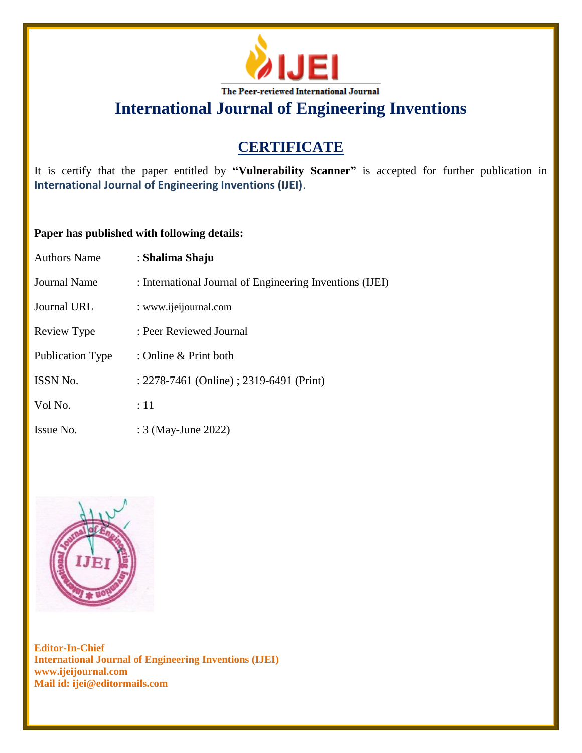The Peer-reviewed International Journal

# International Journal of Engineering Inventions

## CERTIFICATE

It is certify that the paper entitled by **"Vulnerability Scanner"** is accepted for further publication in **International Journal of Engineering Inventions (IJEI)**.

**Paper has published with following details:**

| | |
|---|---|
| Authors Name | : **Shalima Shaju** |
| Journal Name | : International Journal of Engineering Inventions (IJEI) |
| Journal URL | : www.ijeijournal.com |
| Review Type | : Peer Reviewed Journal |
| Publication Type | : Online & Print both |
| ISSN No. | : 2278-7461 (Online) ; 2319-6491 (Print) |
| Vol No. | : 11 |
| Issue No. | : 3 (May-June 2022) |

**Editor-In-Chief**
**International Journal of Engineering Inventions (IJEI)**
**www.ijeijournal.com**
**Mail id: ijei@editormails.com**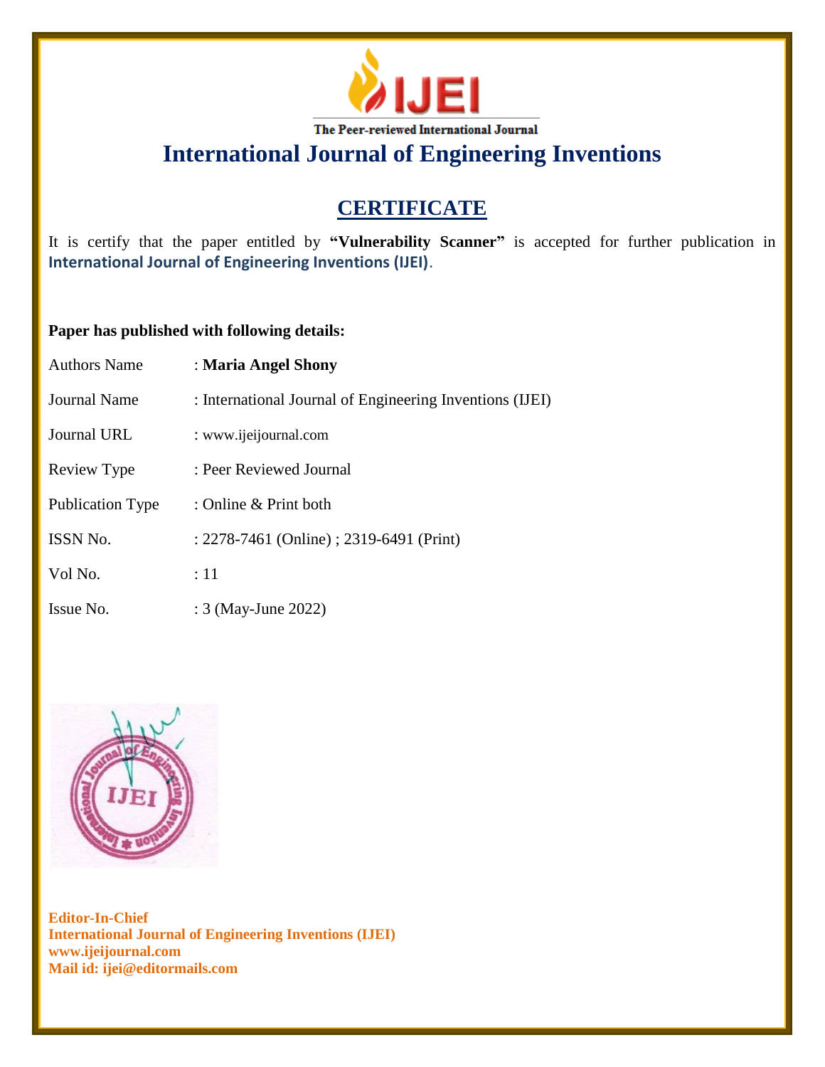The Peer-reviewed International Journal

# International Journal of Engineering Inventions

## CERTIFICATE

It is certify that the paper entitled by **"Vulnerability Scanner"** is accepted for further publication in **International Journal of Engineering Inventions (IJEI)**.

**Paper has published with following details:**

| | |
|---|---|
| Authors Name | : **Maria Angel Shony** |
| Journal Name | : International Journal of Engineering Inventions (IJEI) |
| Journal URL | : www.ijeijournal.com |
| Review Type | : Peer Reviewed Journal |
| Publication Type | : Online & Print both |
| ISSN No. | : 2278-7461 (Online) ; 2319-6491 (Print) |
| Vol No. | : 11 |
| Issue No. | : 3 (May-June 2022) |

**Editor-In-Chief**
**International Journal of Engineering Inventions (IJEI)**
**www.ijeijournal.com**
**Mail id: ijei@editormails.com**